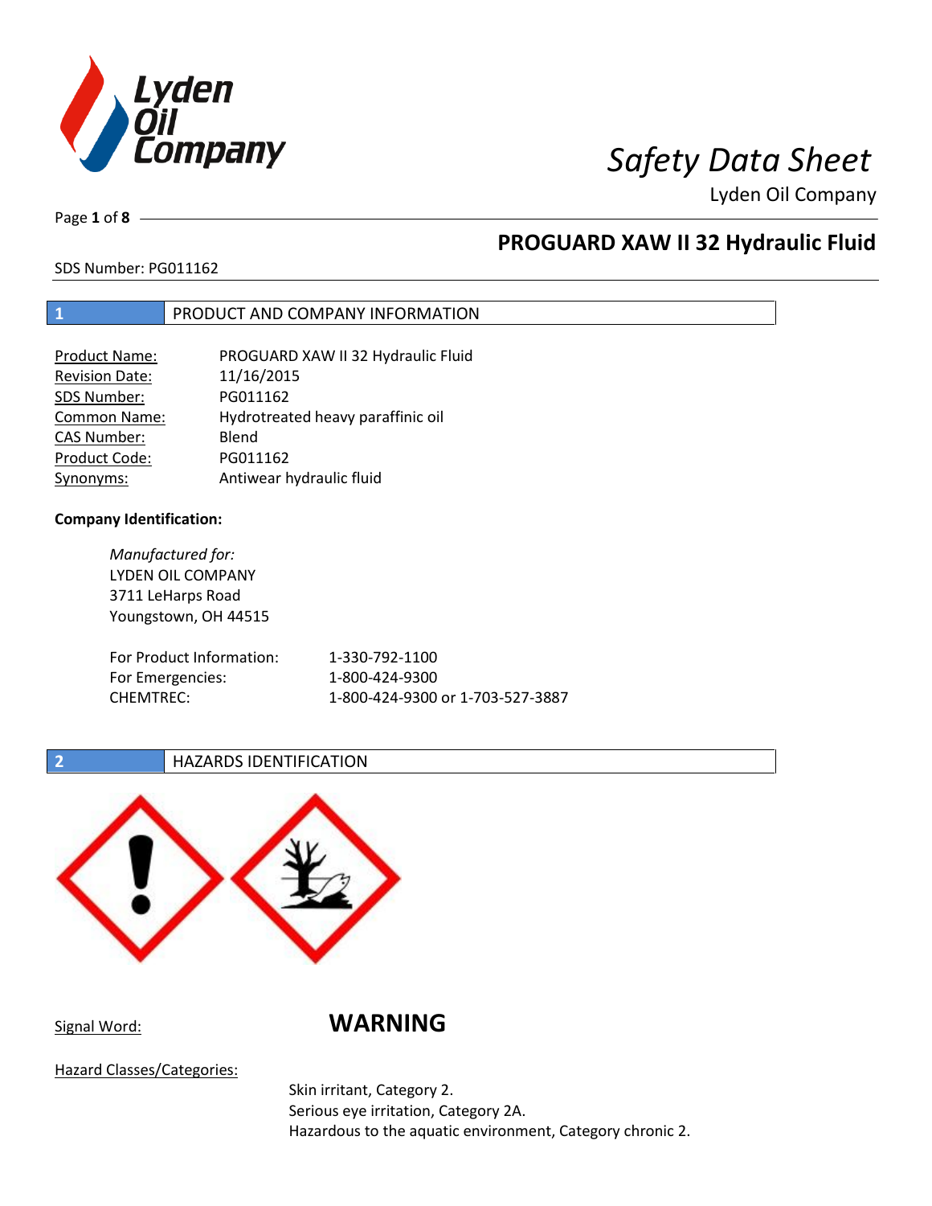# Safety Data Sheet

Lyden Oil Company

## PROGUARD XAW II 32 Hydraulic Fluid

SDS Number: PG011162

## 1 PRODUCT AND COMPANY INFORMATION

| | |
|---|---|
| Product Name: | PROGUARD XAW II 32 Hydraulic Fluid |
| Revision Date: | 11/16/2015 |
| SDS Number: | PG011162 |
| Common Name: | Hydrotreated heavy paraffinic oil |
| CAS Number: | Blend |
| Product Code: | PG011162 |
| Synonyms: | Antiwear hydraulic fluid |

**Company Identification:**

*Manufactured for:*
LYDEN OIL COMPANY
3711 LeHarps Road
Youngstown, OH 44515

| | |
|---|---|
| For Product Information: | 1-330-792-1100 |
| For Emergencies: | 1-800-424-9300 |
| CHEMTREC: | 1-800-424-9300 or 1-703-527-3887 |

## 2 HAZARDS IDENTIFICATION

Signal Word: **WARNING**

Hazard Classes/Categories:

Skin irritant, Category 2.
Serious eye irritation, Category 2A.
Hazardous to the aquatic environment, Category chronic 2.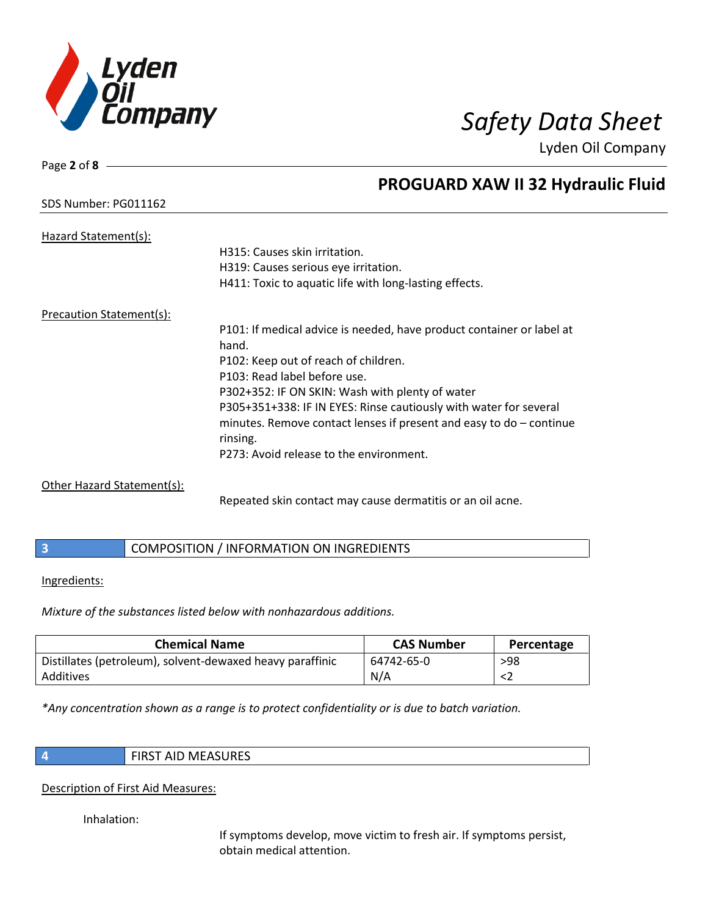Hazard Statement(s):

H315: Causes skin irritation.
H319: Causes serious eye irritation.
H411: Toxic to aquatic life with long-lasting effects.

Precaution Statement(s):

P101: If medical advice is needed, have product container or label at hand.
P102: Keep out of reach of children.
P103: Read label before use.
P302+352: IF ON SKIN: Wash with plenty of water
P305+351+338: IF IN EYES: Rinse cautiously with water for several minutes. Remove contact lenses if present and easy to do – continue rinsing.
P273: Avoid release to the environment.

Other Hazard Statement(s):

Repeated skin contact may cause dermatitis or an oil acne.

## 3 COMPOSITION / INFORMATION ON INGREDIENTS

Ingredients:

*Mixture of the substances listed below with nonhazardous additions.*

| Chemical Name | CAS Number | Percentage |
|---|---|---|
| Distillates (petroleum), solvent-dewaxed heavy paraffinic | 64742-65-0 | >98 |
| Additives | N/A | <2 |

*\*Any concentration shown as a range is to protect confidentiality or is due to batch variation.*

## 4 FIRST AID MEASURES

Description of First Aid Measures:

Inhalation:

If symptoms develop, move victim to fresh air. If symptoms persist, obtain medical attention.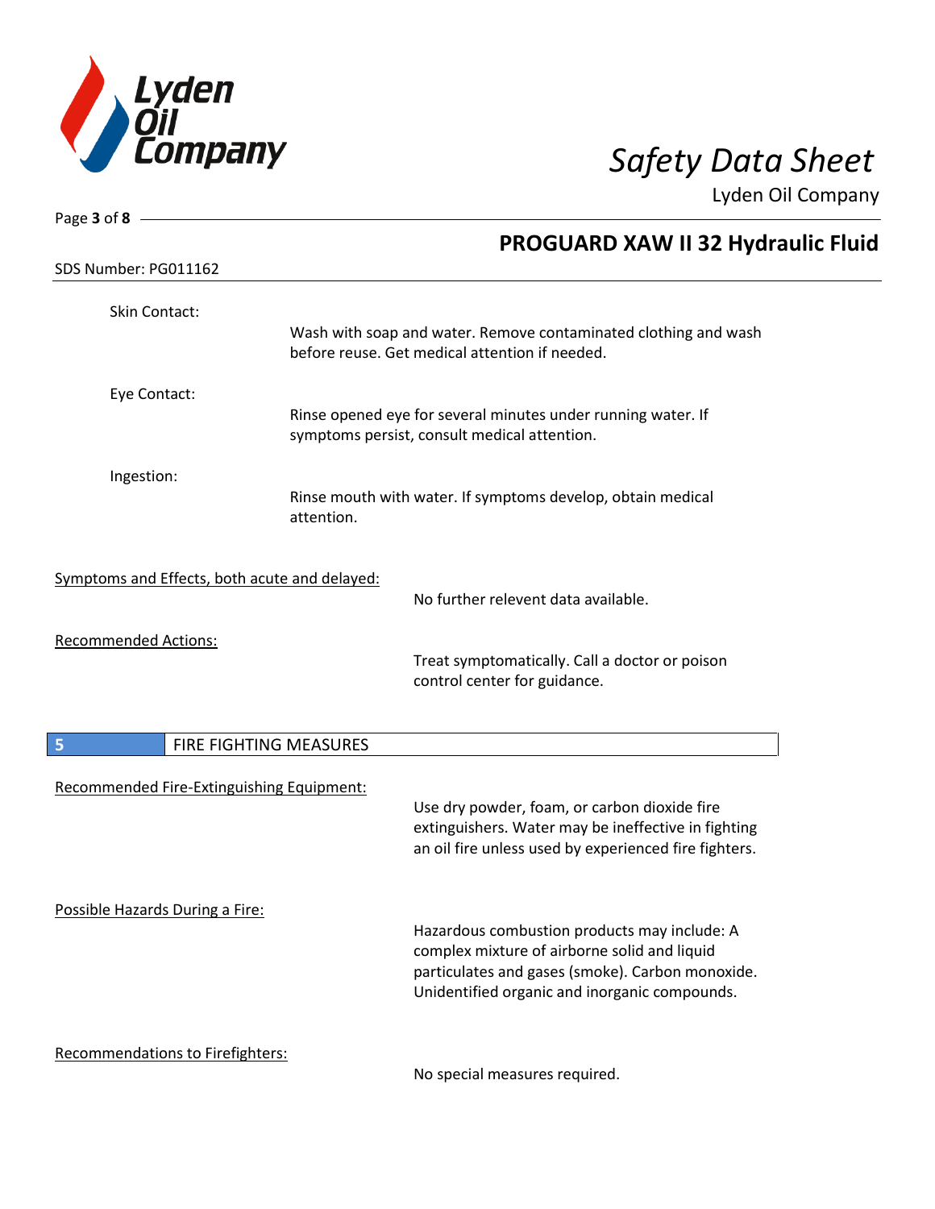Skin Contact:

Wash with soap and water. Remove contaminated clothing and wash before reuse. Get medical attention if needed.

Eye Contact:

Rinse opened eye for several minutes under running water. If symptoms persist, consult medical attention.

Ingestion:

Rinse mouth with water. If symptoms develop, obtain medical attention.

Symptoms and Effects, both acute and delayed:

No further relevent data available.

Recommended Actions:

Treat symptomatically. Call a doctor or poison control center for guidance.

## 5 FIRE FIGHTING MEASURES

Recommended Fire-Extinguishing Equipment:

Use dry powder, foam, or carbon dioxide fire extinguishers. Water may be ineffective in fighting an oil fire unless used by experienced fire fighters.

Possible Hazards During a Fire:

Hazardous combustion products may include: A complex mixture of airborne solid and liquid particulates and gases (smoke). Carbon monoxide. Unidentified organic and inorganic compounds.

Recommendations to Firefighters:

No special measures required.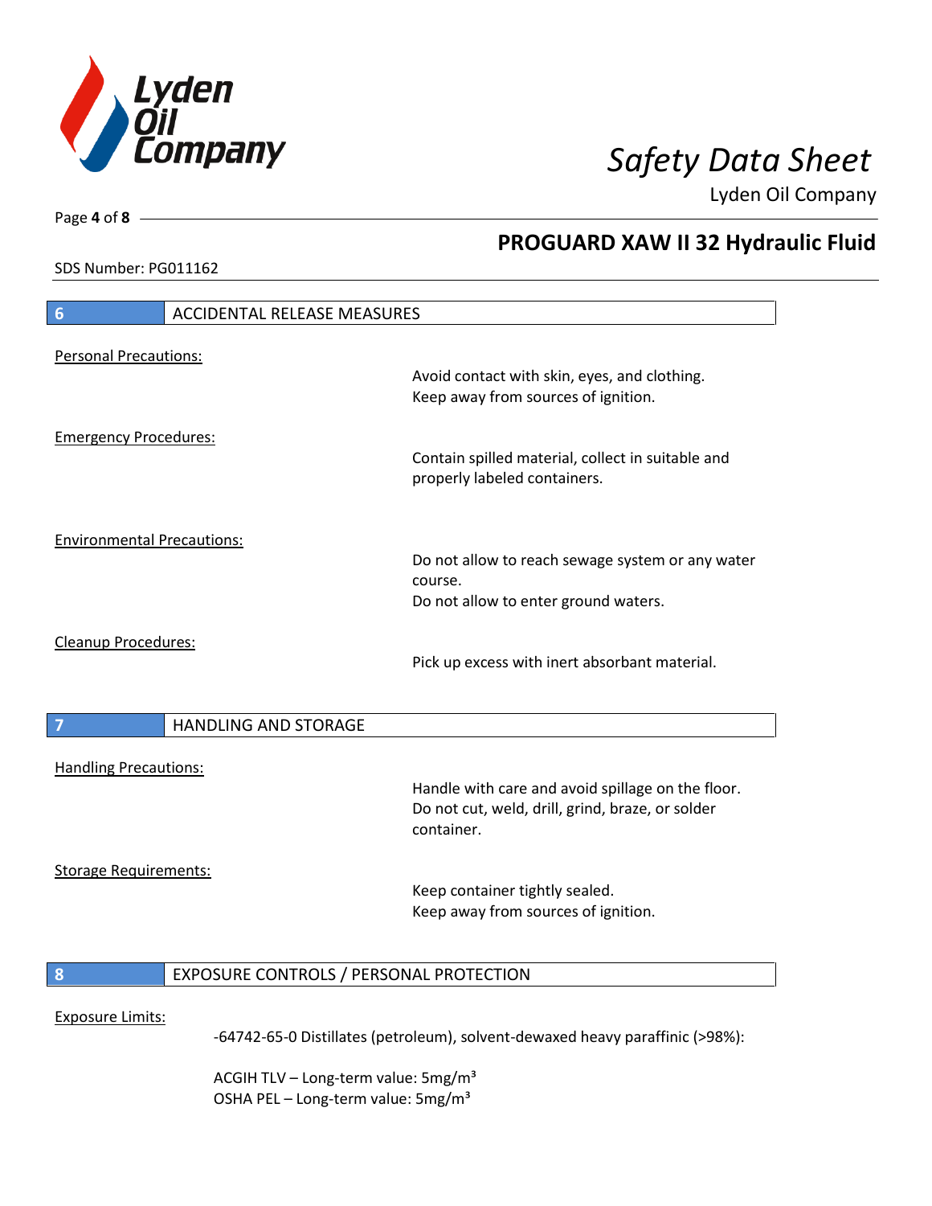SDS Number: PG011162

## 6 ACCIDENTAL RELEASE MEASURES

Personal Precautions:

Avoid contact with skin, eyes, and clothing.
Keep away from sources of ignition.

Emergency Procedures:

Contain spilled material, collect in suitable and properly labeled containers.

Environmental Precautions:

Do not allow to reach sewage system or any water course.
Do not allow to enter ground waters.

Cleanup Procedures:

Pick up excess with inert absorbant material.

## 7 HANDLING AND STORAGE

Handling Precautions:

Handle with care and avoid spillage on the floor.
Do not cut, weld, drill, grind, braze, or solder container.

Storage Requirements:

Keep container tightly sealed.
Keep away from sources of ignition.

## 8 EXPOSURE CONTROLS / PERSONAL PROTECTION

Exposure Limits:

-64742-65-0 Distillates (petroleum), solvent-dewaxed heavy paraffinic (>98%):

ACGIH TLV – Long-term value: 5mg/m$^3$
OSHA PEL – Long-term value: 5mg/m$^3$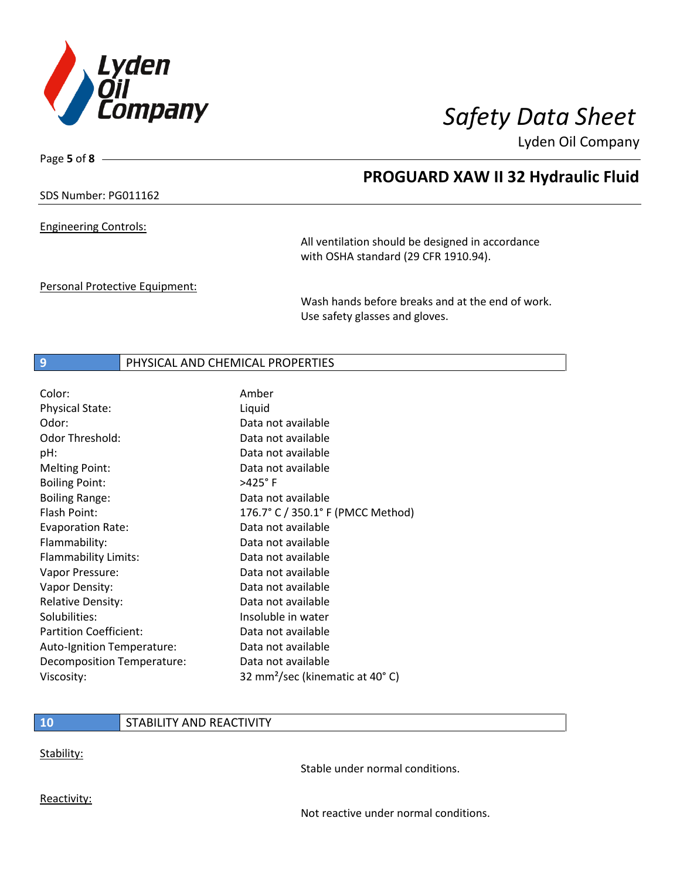**PROGUARD XAW II 32 Hydraulic Fluid**

SDS Number: PG011162

Engineering Controls:

All ventilation should be designed in accordance with OSHA standard (29 CFR 1910.94).

Personal Protective Equipment:

Wash hands before breaks and at the end of work. Use safety glasses and gloves.

## 9 PHYSICAL AND CHEMICAL PROPERTIES

| | |
|---|---|
| Color: | Amber |
| Physical State: | Liquid |
| Odor: | Data not available |
| Odor Threshold: | Data not available |
| pH: | Data not available |
| Melting Point: | Data not available |
| Boiling Point: | >425° F |
| Boiling Range: | Data not available |
| Flash Point: | 176.7° C / 350.1° F (PMCC Method) |
| Evaporation Rate: | Data not available |
| Flammability: | Data not available |
| Flammability Limits: | Data not available |
| Vapor Pressure: | Data not available |
| Vapor Density: | Data not available |
| Relative Density: | Data not available |
| Solubilities: | Insoluble in water |
| Partition Coefficient: | Data not available |
| Auto-Ignition Temperature: | Data not available |
| Decomposition Temperature: | Data not available |
| Viscosity: | 32 $mm^2$/sec (kinematic at 40° C) |

## 10 STABILITY AND REACTIVITY

Stability:

Stable under normal conditions.

Reactivity:

Not reactive under normal conditions.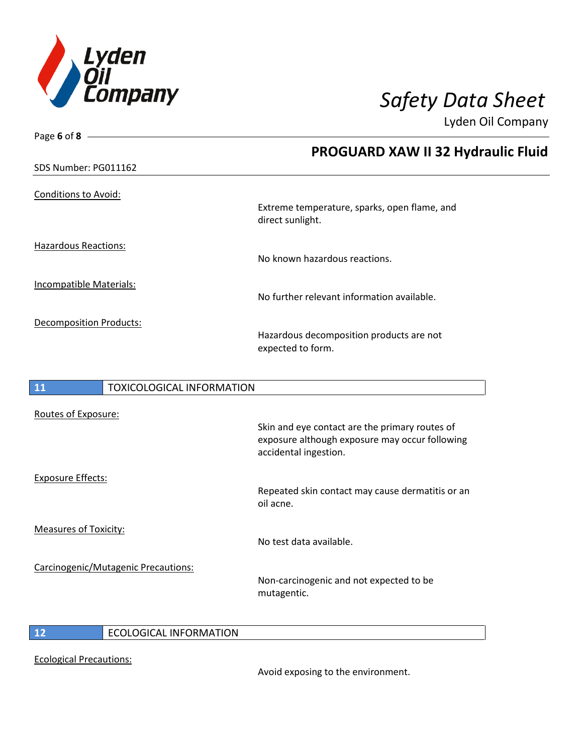Conditions to Avoid:

Extreme temperature, sparks, open flame, and direct sunlight.

Hazardous Reactions:

No known hazardous reactions.

Incompatible Materials:

No further relevant information available.

Decomposition Products:

Hazardous decomposition products are not expected to form.

## 11 TOXICOLOGICAL INFORMATION

Routes of Exposure:

Skin and eye contact are the primary routes of exposure although exposure may occur following accidental ingestion.

Exposure Effects:

Repeated skin contact may cause dermatitis or an oil acne.

Measures of Toxicity:

No test data available.

Carcinogenic/Mutagenic Precautions:

Non-carcinogenic and not expected to be mutagentic.

## 12 ECOLOGICAL INFORMATION

Ecological Precautions:

Avoid exposing to the environment.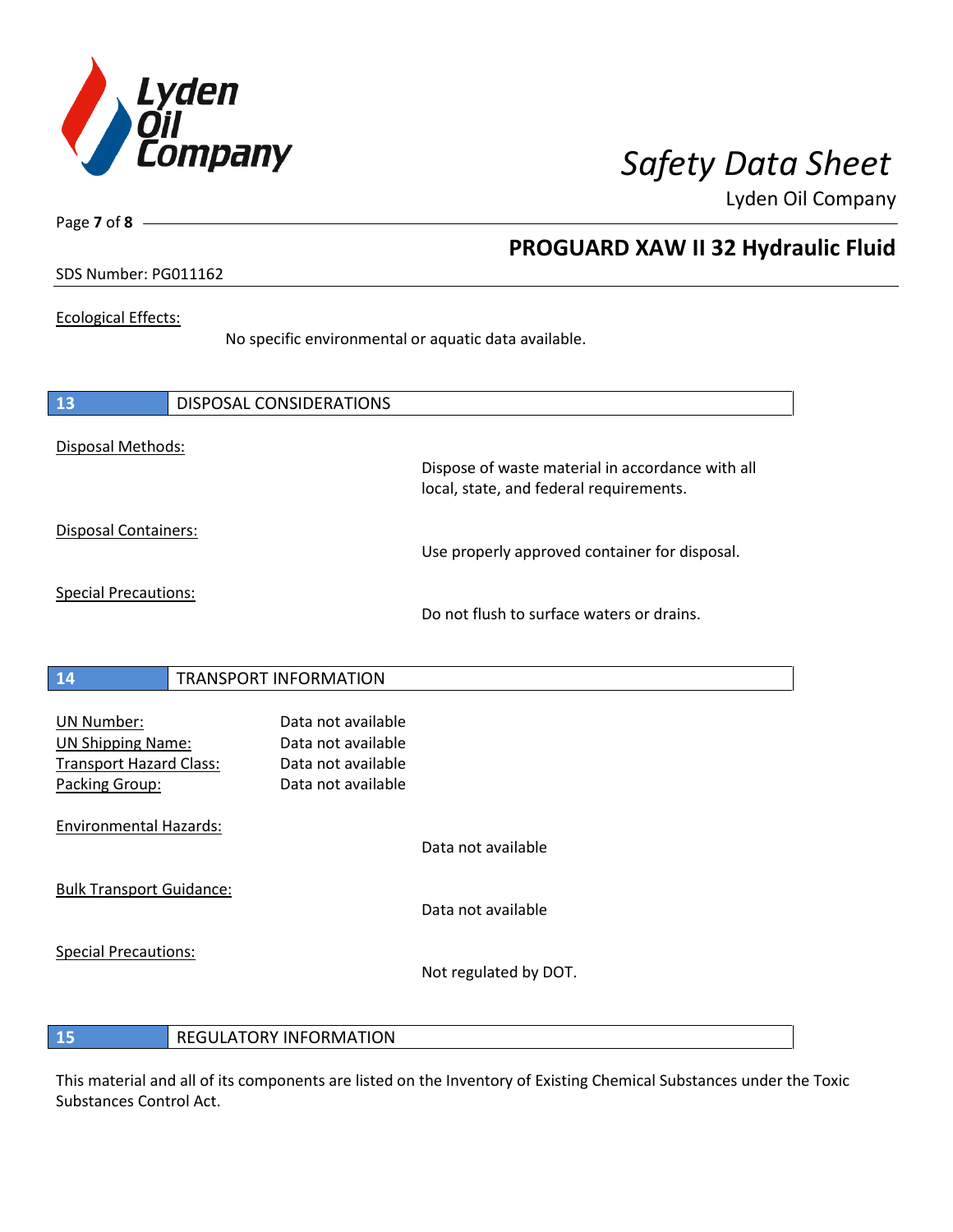Ecological Effects:

No specific environmental or aquatic data available.

## 13 DISPOSAL CONSIDERATIONS

Disposal Methods:

Dispose of waste material in accordance with all local, state, and federal requirements.

Disposal Containers:

Use properly approved container for disposal.

Special Precautions:

Do not flush to surface waters or drains.

## 14 TRANSPORT INFORMATION

UN Number: Data not available
UN Shipping Name: Data not available
Transport Hazard Class: Data not available
Packing Group: Data not available

Environmental Hazards:

Data not available

Bulk Transport Guidance:

Data not available

Special Precautions:

Not regulated by DOT.

## 15 REGULATORY INFORMATION

This material and all of its components are listed on the Inventory of Existing Chemical Substances under the Toxic Substances Control Act.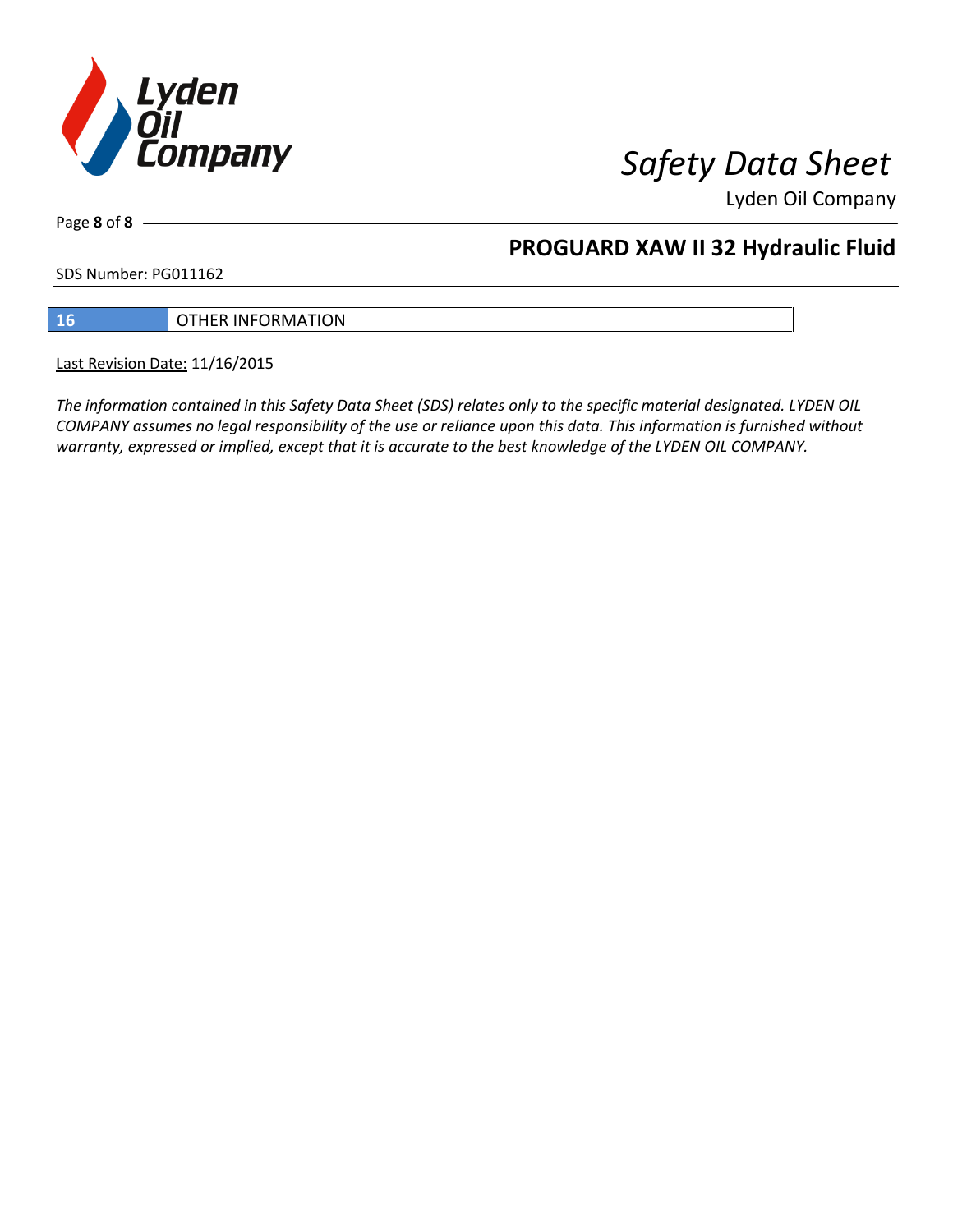## 16 OTHER INFORMATION

Last Revision Date: 11/16/2015

*The information contained in this Safety Data Sheet (SDS) relates only to the specific material designated. LYDEN OIL COMPANY assumes no legal responsibility of the use or reliance upon this data. This information is furnished without warranty, expressed or implied, except that it is accurate to the best knowledge of the LYDEN OIL COMPANY.*